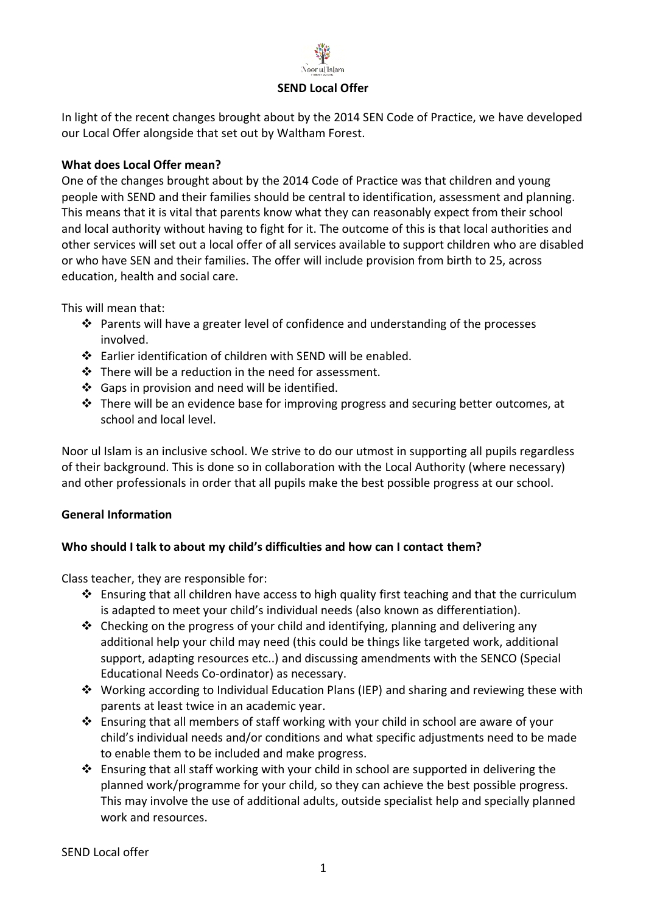**SEND Local Offer**

In light of the recent changes brought about by the 2014 SEN Code of Practice, we have developed our Local Offer alongside that set out by Waltham Forest.

**What does Local Offer mean?**

One of the changes brought about by the 2014 Code of Practice was that children and young people with SEND and their families should be central to identification, assessment and planning. This means that it is vital that parents know what they can reasonably expect from their school and local authority without having to fight for it. The outcome of this is that local authorities and other services will set out a local offer of all services available to support children who are disabled or who have SEN and their families. The offer will include provision from birth to 25, across education, health and social care.

This will mean that:

- Parents will have a greater level of confidence and understanding of the processes involved.
- Earlier identification of children with SEND will be enabled.
- There will be a reduction in the need for assessment.
- Gaps in provision and need will be identified.
- There will be an evidence base for improving progress and securing better outcomes, at school and local level.

Noor ul Islam is an inclusive school. We strive to do our utmost in supporting all pupils regardless of their background. This is done so in collaboration with the Local Authority (where necessary) and other professionals in order that all pupils make the best possible progress at our school.

**General Information**

**Who should I talk to about my child's difficulties and how can I contact them?**

Class teacher, they are responsible for:

- Ensuring that all children have access to high quality first teaching and that the curriculum is adapted to meet your child's individual needs (also known as differentiation).
- Checking on the progress of your child and identifying, planning and delivering any additional help your child may need (this could be things like targeted work, additional support, adapting resources etc..) and discussing amendments with the SENCO (Special Educational Needs Co-ordinator) as necessary.
- Working according to Individual Education Plans (IEP) and sharing and reviewing these with parents at least twice in an academic year.
- Ensuring that all members of staff working with your child in school are aware of your child's individual needs and/or conditions and what specific adjustments need to be made to enable them to be included and make progress.
- Ensuring that all staff working with your child in school are supported in delivering the planned work/programme for your child, so they can achieve the best possible progress. This may involve the use of additional adults, outside specialist help and specially planned work and resources.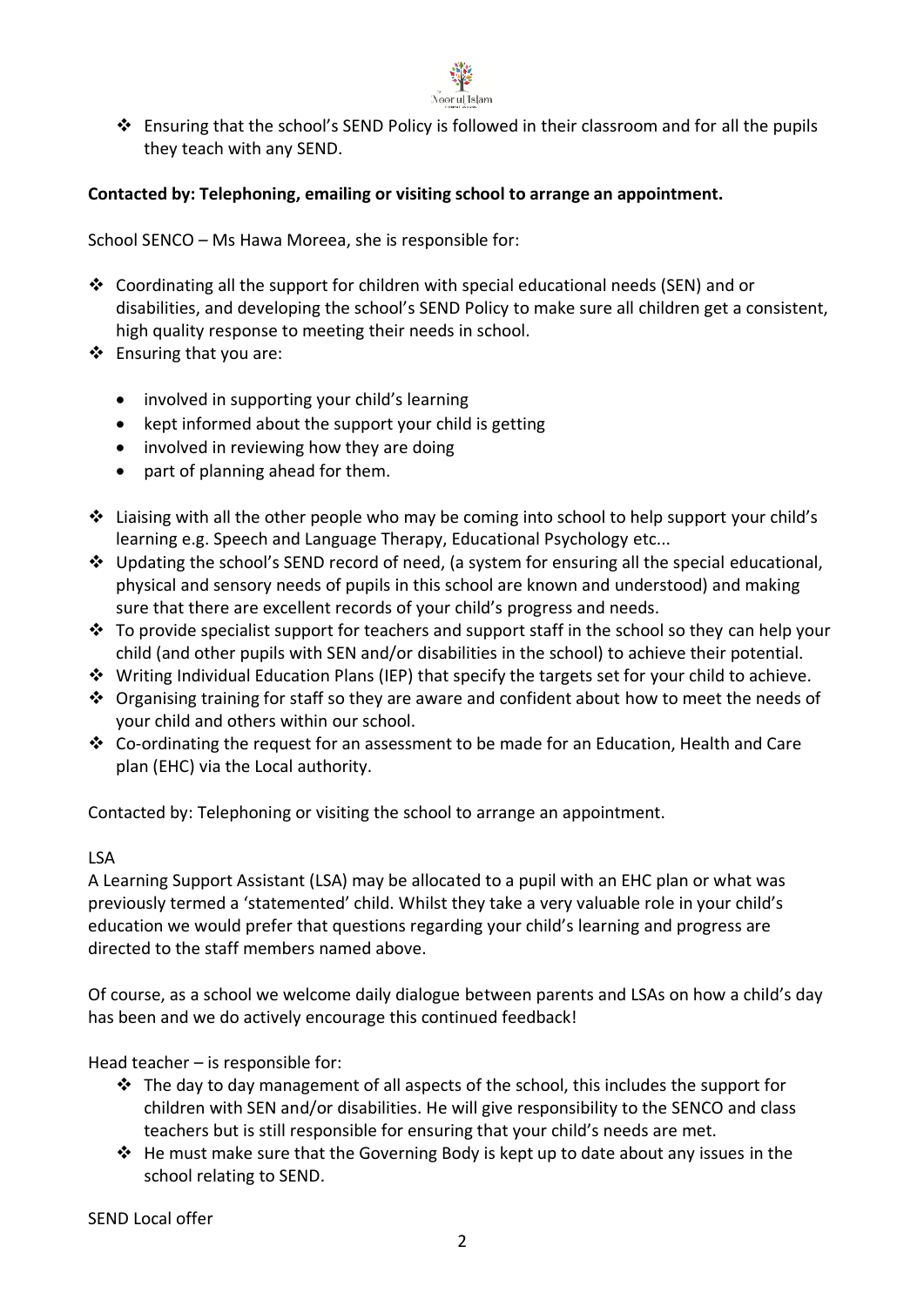- Ensuring that the school's SEND Policy is followed in their classroom and for all the pupils they teach with any SEND.

**Contacted by: Telephoning, emailing or visiting school to arrange an appointment.**

School SENCO – Ms Hawa Moreea, she is responsible for:

- Coordinating all the support for children with special educational needs (SEN) and or disabilities, and developing the school's SEND Policy to make sure all children get a consistent, high quality response to meeting their needs in school.
- Ensuring that you are:
  - involved in supporting your child's learning
  - kept informed about the support your child is getting
  - involved in reviewing how they are doing
  - part of planning ahead for them.
- Liaising with all the other people who may be coming into school to help support your child's learning e.g. Speech and Language Therapy, Educational Psychology etc...
- Updating the school's SEND record of need, (a system for ensuring all the special educational, physical and sensory needs of pupils in this school are known and understood) and making sure that there are excellent records of your child's progress and needs.
- To provide specialist support for teachers and support staff in the school so they can help your child (and other pupils with SEN and/or disabilities in the school) to achieve their potential.
- Writing Individual Education Plans (IEP) that specify the targets set for your child to achieve.
- Organising training for staff so they are aware and confident about how to meet the needs of your child and others within our school.
- Co-ordinating the request for an assessment to be made for an Education, Health and Care plan (EHC) via the Local authority.

Contacted by: Telephoning or visiting the school to arrange an appointment.

LSA

A Learning Support Assistant (LSA) may be allocated to a pupil with an EHC plan or what was previously termed a 'statemented' child. Whilst they take a very valuable role in your child's education we would prefer that questions regarding your child's learning and progress are directed to the staff members named above.

Of course, as a school we welcome daily dialogue between parents and LSAs on how a child's day has been and we do actively encourage this continued feedback!

Head teacher – is responsible for:

- The day to day management of all aspects of the school, this includes the support for children with SEN and/or disabilities. He will give responsibility to the SENCO and class teachers but is still responsible for ensuring that your child's needs are met.
- He must make sure that the Governing Body is kept up to date about any issues in the school relating to SEND.

SEND Local offer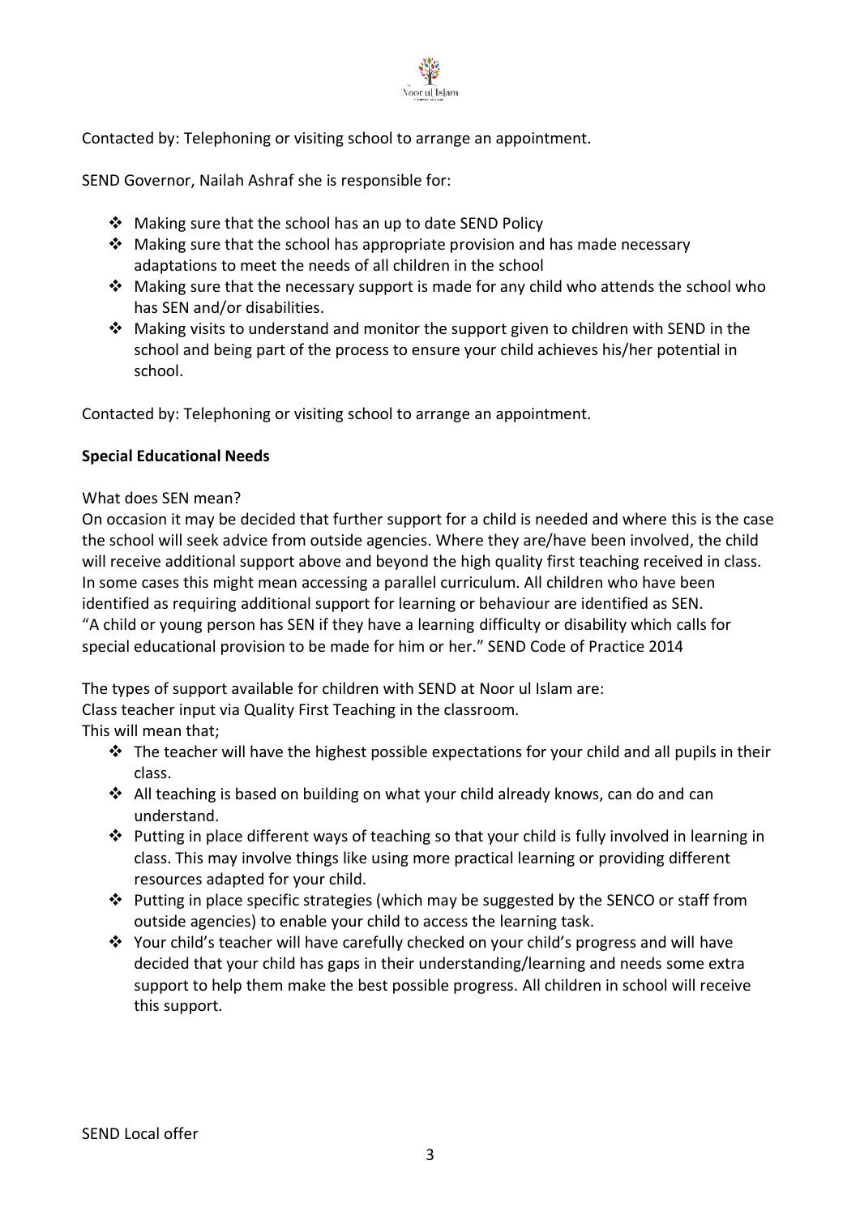Contacted by: Telephoning or visiting school to arrange an appointment.

SEND Governor, Nailah Ashraf she is responsible for:

- Making sure that the school has an up to date SEND Policy
- Making sure that the school has appropriate provision and has made necessary adaptations to meet the needs of all children in the school
- Making sure that the necessary support is made for any child who attends the school who has SEN and/or disabilities.
- Making visits to understand and monitor the support given to children with SEND in the school and being part of the process to ensure your child achieves his/her potential in school.

Contacted by: Telephoning or visiting school to arrange an appointment.

**Special Educational Needs**

What does SEN mean?
On occasion it may be decided that further support for a child is needed and where this is the case the school will seek advice from outside agencies. Where they are/have been involved, the child will receive additional support above and beyond the high quality first teaching received in class. In some cases this might mean accessing a parallel curriculum. All children who have been identified as requiring additional support for learning or behaviour are identified as SEN.
"A child or young person has SEN if they have a learning difficulty or disability which calls for special educational provision to be made for him or her." SEND Code of Practice 2014

The types of support available for children with SEND at Noor ul Islam are:
Class teacher input via Quality First Teaching in the classroom.
This will mean that;

- The teacher will have the highest possible expectations for your child and all pupils in their class.
- All teaching is based on building on what your child already knows, can do and can understand.
- Putting in place different ways of teaching so that your child is fully involved in learning in class. This may involve things like using more practical learning or providing different resources adapted for your child.
- Putting in place specific strategies (which may be suggested by the SENCO or staff from outside agencies) to enable your child to access the learning task.
- Your child's teacher will have carefully checked on your child's progress and will have decided that your child has gaps in their understanding/learning and needs some extra support to help them make the best possible progress. All children in school will receive this support.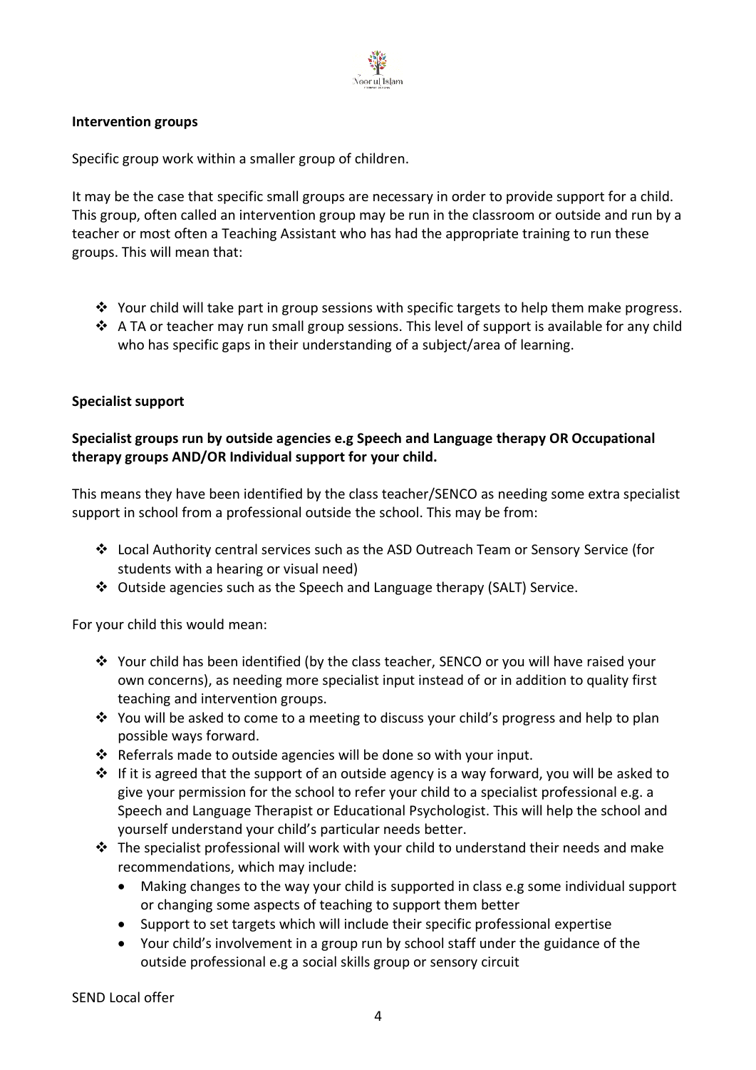**Intervention groups**

Specific group work within a smaller group of children.

It may be the case that specific small groups are necessary in order to provide support for a child. This group, often called an intervention group may be run in the classroom or outside and run by a teacher or most often a Teaching Assistant who has had the appropriate training to run these groups. This will mean that:

- Your child will take part in group sessions with specific targets to help them make progress.
- A TA or teacher may run small group sessions. This level of support is available for any child who has specific gaps in their understanding of a subject/area of learning.

**Specialist support**

**Specialist groups run by outside agencies e.g Speech and Language therapy OR Occupational therapy groups AND/OR Individual support for your child.**

This means they have been identified by the class teacher/SENCO as needing some extra specialist support in school from a professional outside the school. This may be from:

- Local Authority central services such as the ASD Outreach Team or Sensory Service (for students with a hearing or visual need)
- Outside agencies such as the Speech and Language therapy (SALT) Service.

For your child this would mean:

- Your child has been identified (by the class teacher, SENCO or you will have raised your own concerns), as needing more specialist input instead of or in addition to quality first teaching and intervention groups.
- You will be asked to come to a meeting to discuss your child's progress and help to plan possible ways forward.
- Referrals made to outside agencies will be done so with your input.
- If it is agreed that the support of an outside agency is a way forward, you will be asked to give your permission for the school to refer your child to a specialist professional e.g. a Speech and Language Therapist or Educational Psychologist. This will help the school and yourself understand your child's particular needs better.
- The specialist professional will work with your child to understand their needs and make recommendations, which may include:
    - Making changes to the way your child is supported in class e.g some individual support or changing some aspects of teaching to support them better
    - Support to set targets which will include their specific professional expertise
    - Your child's involvement in a group run by school staff under the guidance of the outside professional e.g a social skills group or sensory circuit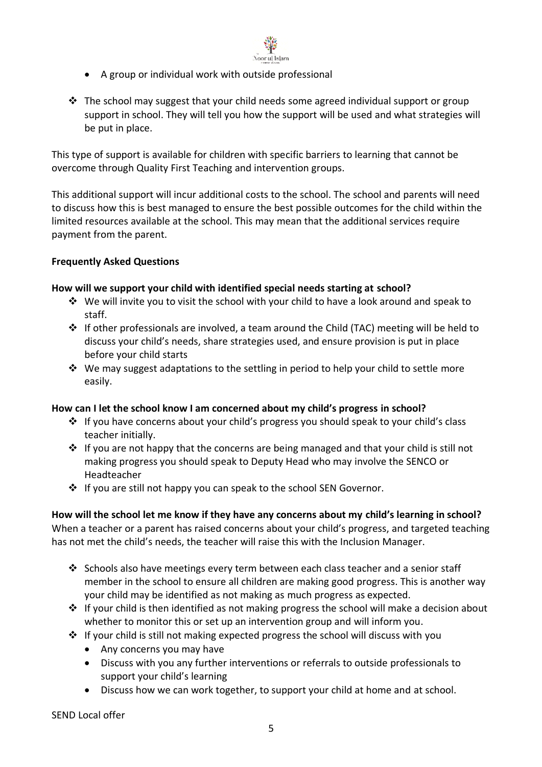- A group or individual work with outside professional

- The school may suggest that your child needs some agreed individual support or group support in school. They will tell you how the support will be used and what strategies will be put in place.

This type of support is available for children with specific barriers to learning that cannot be overcome through Quality First Teaching and intervention groups.

This additional support will incur additional costs to the school. The school and parents will need to discuss how this is best managed to ensure the best possible outcomes for the child within the limited resources available at the school. This may mean that the additional services require payment from the parent.

**Frequently Asked Questions**

**How will we support your child with identified special needs starting at school?**

- We will invite you to visit the school with your child to have a look around and speak to staff.
- If other professionals are involved, a team around the Child (TAC) meeting will be held to discuss your child's needs, share strategies used, and ensure provision is put in place before your child starts
- We may suggest adaptations to the settling in period to help your child to settle more easily.

**How can I let the school know I am concerned about my child's progress in school?**

- If you have concerns about your child's progress you should speak to your child's class teacher initially.
- If you are not happy that the concerns are being managed and that your child is still not making progress you should speak to Deputy Head who may involve the SENCO or Headteacher
- If you are still not happy you can speak to the school SEN Governor.

**How will the school let me know if they have any concerns about my child's learning in school?**

When a teacher or a parent has raised concerns about your child's progress, and targeted teaching has not met the child's needs, the teacher will raise this with the Inclusion Manager.

- Schools also have meetings every term between each class teacher and a senior staff member in the school to ensure all children are making good progress. This is another way your child may be identified as not making as much progress as expected.
- If your child is then identified as not making progress the school will make a decision about whether to monitor this or set up an intervention group and will inform you.
- If your child is still not making expected progress the school will discuss with you
  - Any concerns you may have
  - Discuss with you any further interventions or referrals to outside professionals to support your child's learning
  - Discuss how we can work together, to support your child at home and at school.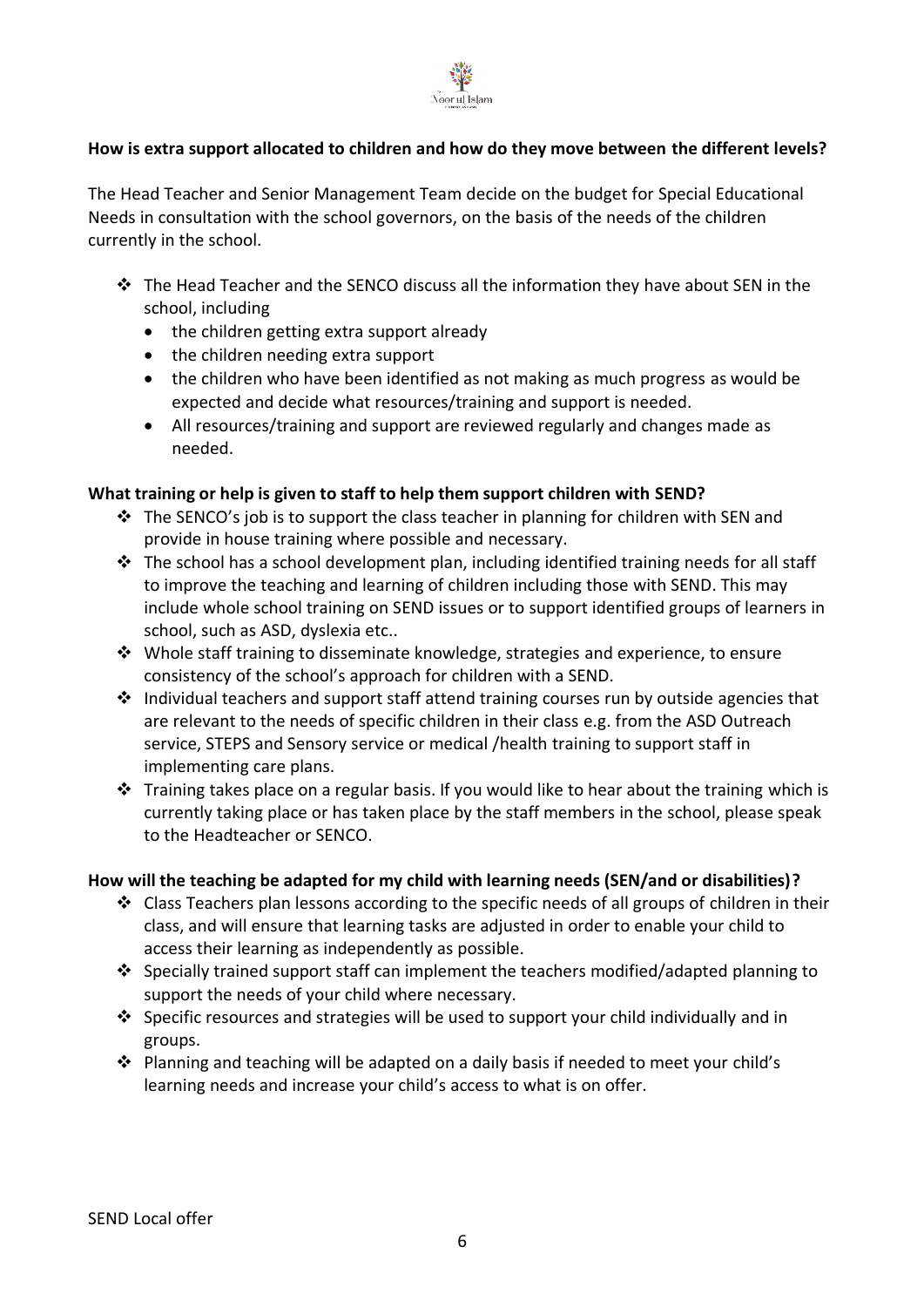**How is extra support allocated to children and how do they move between the different levels?**

The Head Teacher and Senior Management Team decide on the budget for Special Educational Needs in consultation with the school governors, on the basis of the needs of the children currently in the school.

- The Head Teacher and the SENCO discuss all the information they have about SEN in the school, including
  - the children getting extra support already
  - the children needing extra support
  - the children who have been identified as not making as much progress as would be expected and decide what resources/training and support is needed.
  - All resources/training and support are reviewed regularly and changes made as needed.

**What training or help is given to staff to help them support children with SEND?**

- The SENCO's job is to support the class teacher in planning for children with SEN and provide in house training where possible and necessary.
- The school has a school development plan, including identified training needs for all staff to improve the teaching and learning of children including those with SEND. This may include whole school training on SEND issues or to support identified groups of learners in school, such as ASD, dyslexia etc..
- Whole staff training to disseminate knowledge, strategies and experience, to ensure consistency of the school's approach for children with a SEND.
- Individual teachers and support staff attend training courses run by outside agencies that are relevant to the needs of specific children in their class e.g. from the ASD Outreach service, STEPS and Sensory service or medical /health training to support staff in implementing care plans.
- Training takes place on a regular basis. If you would like to hear about the training which is currently taking place or has taken place by the staff members in the school, please speak to the Headteacher or SENCO.

**How will the teaching be adapted for my child with learning needs (SEN/and or disabilities)?**

- Class Teachers plan lessons according to the specific needs of all groups of children in their class, and will ensure that learning tasks are adjusted in order to enable your child to access their learning as independently as possible.
- Specially trained support staff can implement the teachers modified/adapted planning to support the needs of your child where necessary.
- Specific resources and strategies will be used to support your child individually and in groups.
- Planning and teaching will be adapted on a daily basis if needed to meet your child's learning needs and increase your child's access to what is on offer.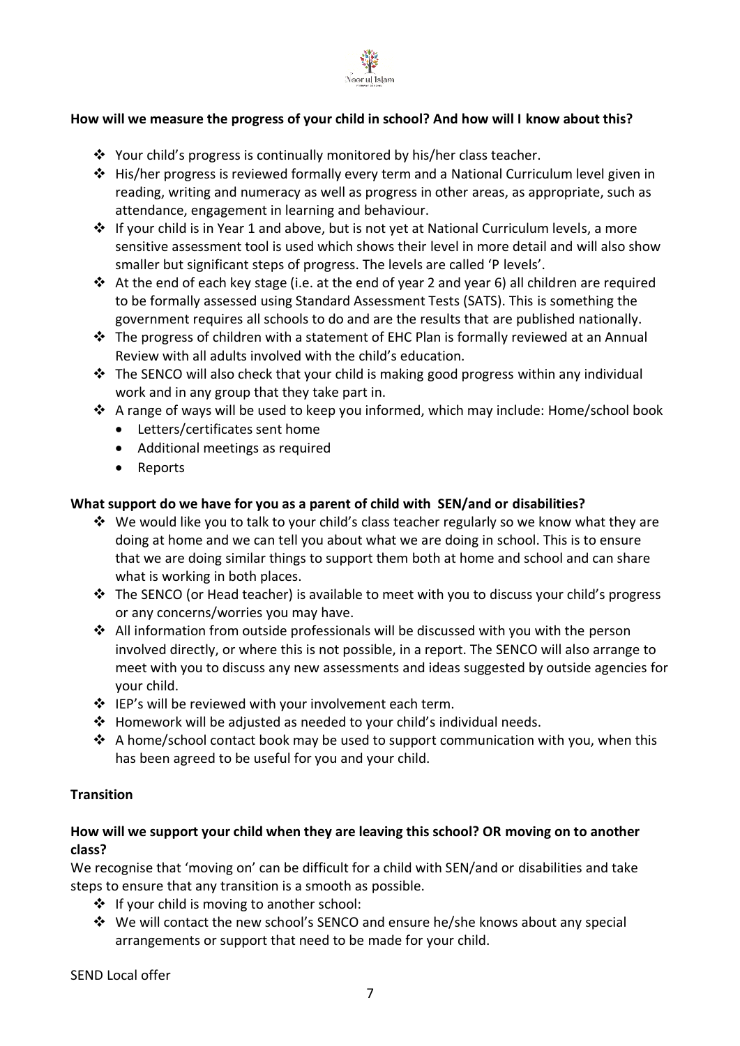**How will we measure the progress of your child in school? And how will I know about this?**

- Your child's progress is continually monitored by his/her class teacher.
- His/her progress is reviewed formally every term and a National Curriculum level given in reading, writing and numeracy as well as progress in other areas, as appropriate, such as attendance, engagement in learning and behaviour.
- If your child is in Year 1 and above, but is not yet at National Curriculum levels, a more sensitive assessment tool is used which shows their level in more detail and will also show smaller but significant steps of progress. The levels are called 'P levels'.
- At the end of each key stage (i.e. at the end of year 2 and year 6) all children are required to be formally assessed using Standard Assessment Tests (SATS). This is something the government requires all schools to do and are the results that are published nationally.
- The progress of children with a statement of EHC Plan is formally reviewed at an Annual Review with all adults involved with the child's education.
- The SENCO will also check that your child is making good progress within any individual work and in any group that they take part in.
- A range of ways will be used to keep you informed, which may include: Home/school book
  - Letters/certificates sent home
  - Additional meetings as required
  - Reports

**What support do we have for you as a parent of child with SEN/and or disabilities?**

- We would like you to talk to your child's class teacher regularly so we know what they are doing at home and we can tell you about what we are doing in school. This is to ensure that we are doing similar things to support them both at home and school and can share what is working in both places.
- The SENCO (or Head teacher) is available to meet with you to discuss your child's progress or any concerns/worries you may have.
- All information from outside professionals will be discussed with you with the person involved directly, or where this is not possible, in a report. The SENCO will also arrange to meet with you to discuss any new assessments and ideas suggested by outside agencies for your child.
- IEP's will be reviewed with your involvement each term.
- Homework will be adjusted as needed to your child's individual needs.
- A home/school contact book may be used to support communication with you, when this has been agreed to be useful for you and your child.

**Transition**

**How will we support your child when they are leaving this school? OR moving on to another class?**

We recognise that 'moving on' can be difficult for a child with SEN/and or disabilities and take steps to ensure that any transition is a smooth as possible.

- If your child is moving to another school:
- We will contact the new school's SENCO and ensure he/she knows about any special arrangements or support that need to be made for your child.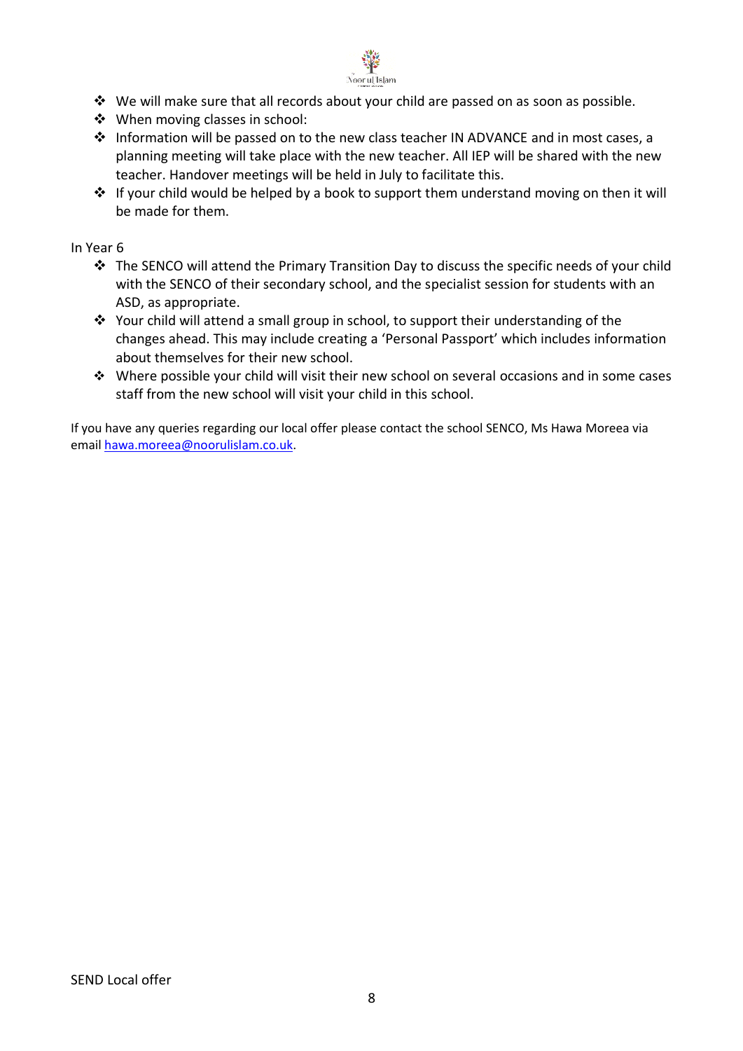- We will make sure that all records about your child are passed on as soon as possible.
- When moving classes in school:
- Information will be passed on to the new class teacher IN ADVANCE and in most cases, a planning meeting will take place with the new teacher. All IEP will be shared with the new teacher. Handover meetings will be held in July to facilitate this.
- If your child would be helped by a book to support them understand moving on then it will be made for them.

In Year 6

- The SENCO will attend the Primary Transition Day to discuss the specific needs of your child with the SENCO of their secondary school, and the specialist session for students with an ASD, as appropriate.
- Your child will attend a small group in school, to support their understanding of the changes ahead. This may include creating a 'Personal Passport' which includes information about themselves for their new school.
- Where possible your child will visit their new school on several occasions and in some cases staff from the new school will visit your child in this school.

If you have any queries regarding our local offer please contact the school SENCO, Ms Hawa Moreea via email [hawa.moreea@noorulislam.co.uk](mailto:hawa.moreea@noorulislam.co.uk).